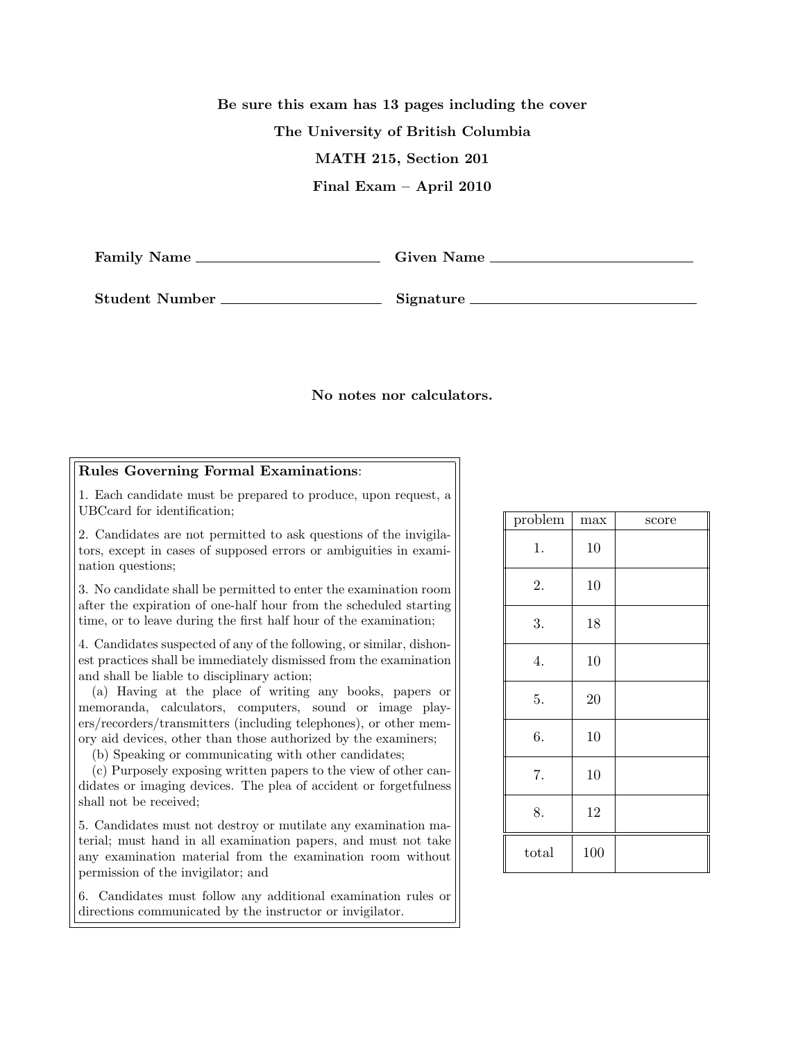**Be sure this exam has 13 pages including the cover**

**The University of British Columbia**

**MATH 215, Section 201**

**Final Exam – April 2010**

**Family Name** ______________________ **Given Name** ________________________

**Student Number** ____________________ **Signature** ____________________________

**No notes nor calculators.**

**Rules Governing Formal Examinations**:

1. Each candidate must be prepared to produce, upon request, a UBCcard for identification;

2. Candidates are not permitted to ask questions of the invigilators, except in cases of supposed errors or ambiguities in examination questions;

3. No candidate shall be permitted to enter the examination room after the expiration of one-half hour from the scheduled starting time, or to leave during the first half hour of the examination;

4. Candidates suspected of any of the following, or similar, dishonest practices shall be immediately dismissed from the examination and shall be liable to disciplinary action;
   (a) Having at the place of writing any books, papers or memoranda, calculators, computers, sound or image players/recorders/transmitters (including telephones), or other memory aid devices, other than those authorized by the examiners;
   (b) Speaking or communicating with other candidates;
   (c) Purposely exposing written papers to the view of other candidates or imaging devices. The plea of accident or forgetfulness shall not be received;

5. Candidates must not destroy or mutilate any examination material; must hand in all examination papers, and must not take any examination material from the examination room without permission of the invigilator; and

6. Candidates must follow any additional examination rules or directions communicated by the instructor or invigilator.

| problem | max | score |
|---|---|---|
| 1. | 10 | |
| 2. | 10 | |
| 3. | 18 | |
| 4. | 10 | |
| 5. | 20 | |
| 6. | 10 | |
| 7. | 10 | |
| 8. | 12 | |
| total | 100 | |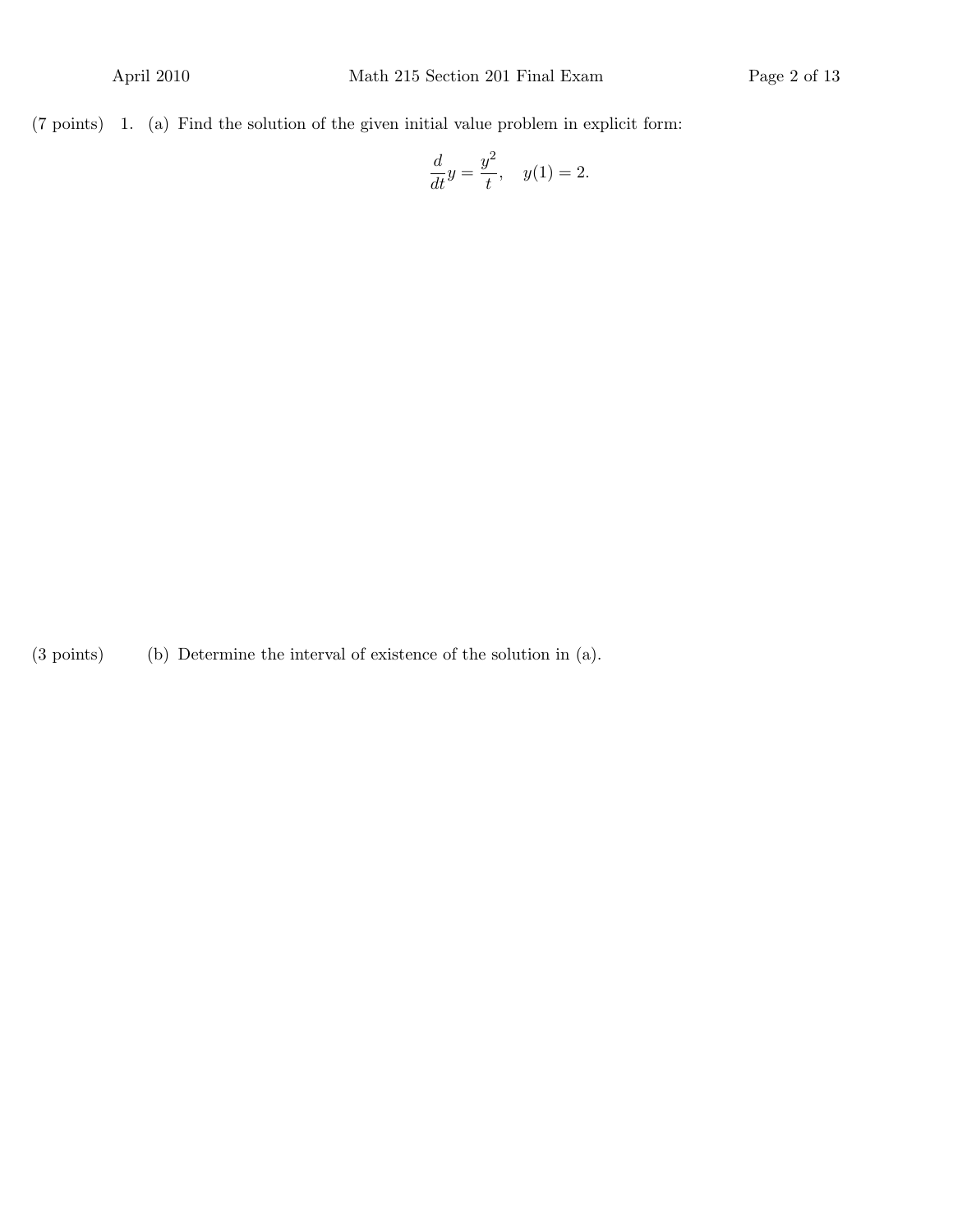(7 points) 1. (a) Find the solution of the given initial value problem in explicit form:

$$\frac{d}{dt}y = \frac{y^2}{t}, \quad y(1) = 2.$$

(3 points) (b) Determine the interval of existence of the solution in (a).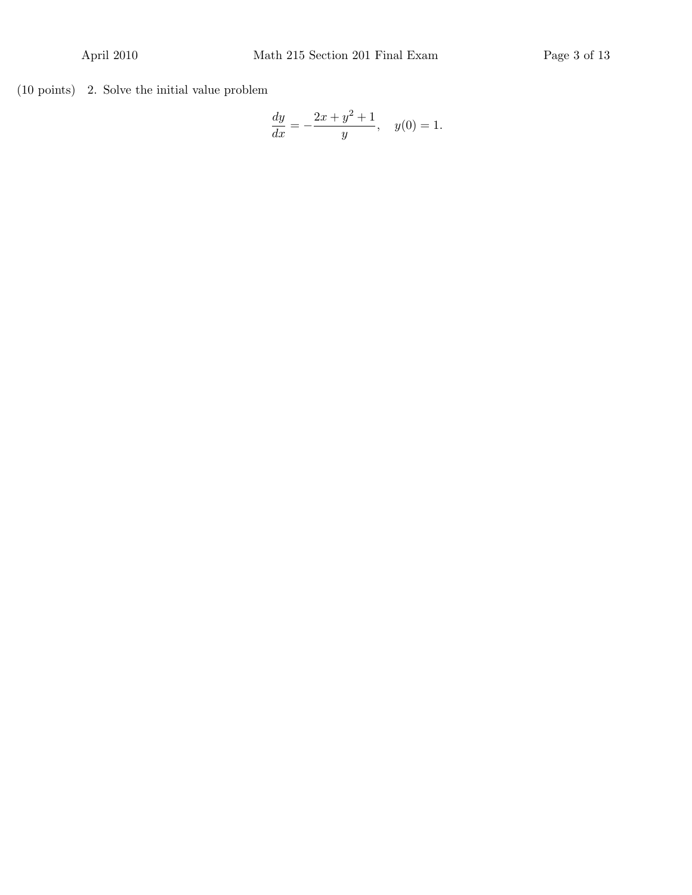(10 points) 2. Solve the initial value problem

$$\frac{dy}{dx} = -\frac{2x + y^2 + 1}{y}, \quad y(0) = 1.$$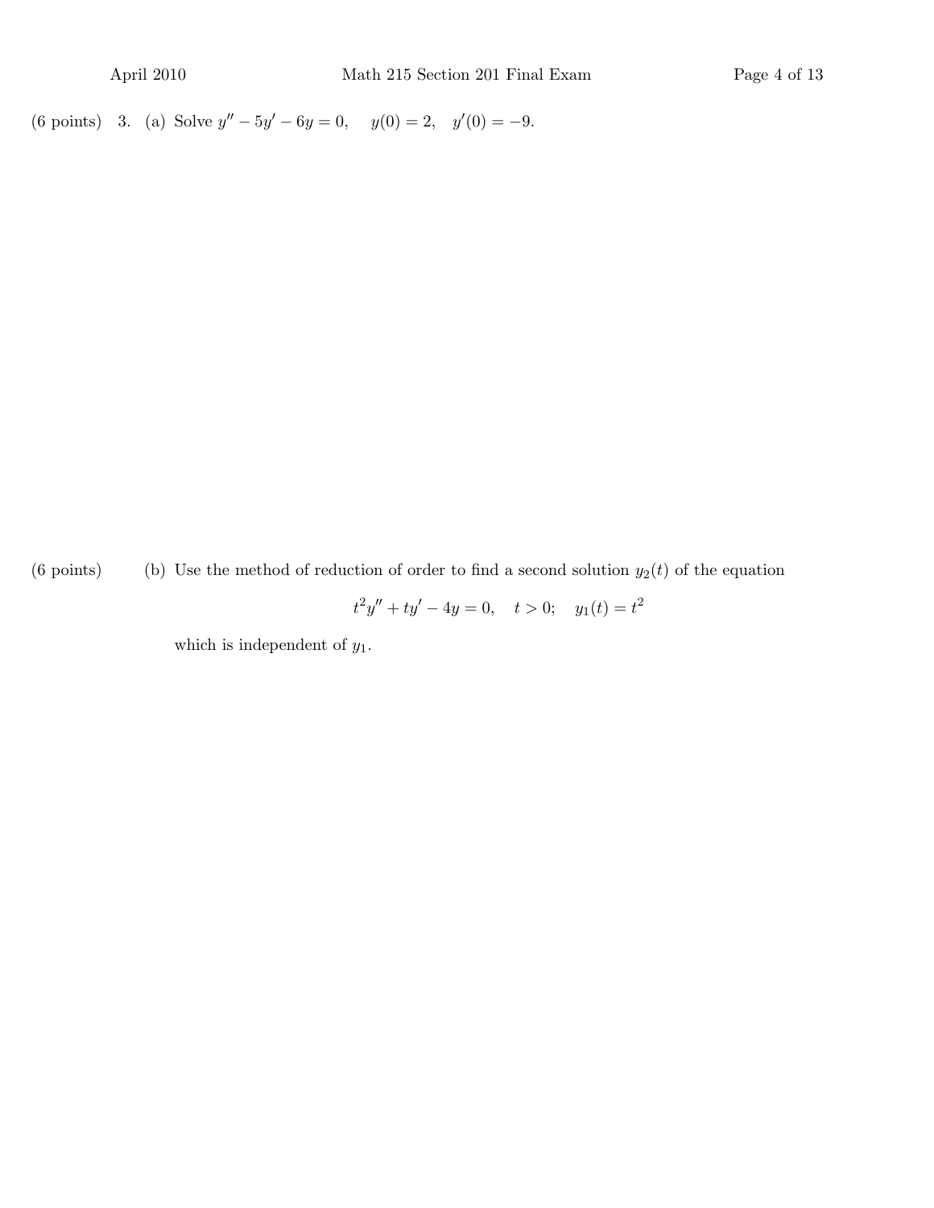(6 points) 3. (a) Solve $y'' - 5y' - 6y = 0, \quad y(0) = 2, \quad y'(0) = -9.$

(6 points) (b) Use the method of reduction of order to find a second solution $y_2(t)$ of the equation

$$t^2y'' + ty' - 4y = 0, \quad t > 0; \quad y_1(t) = t^2$$

which is independent of $y_1$.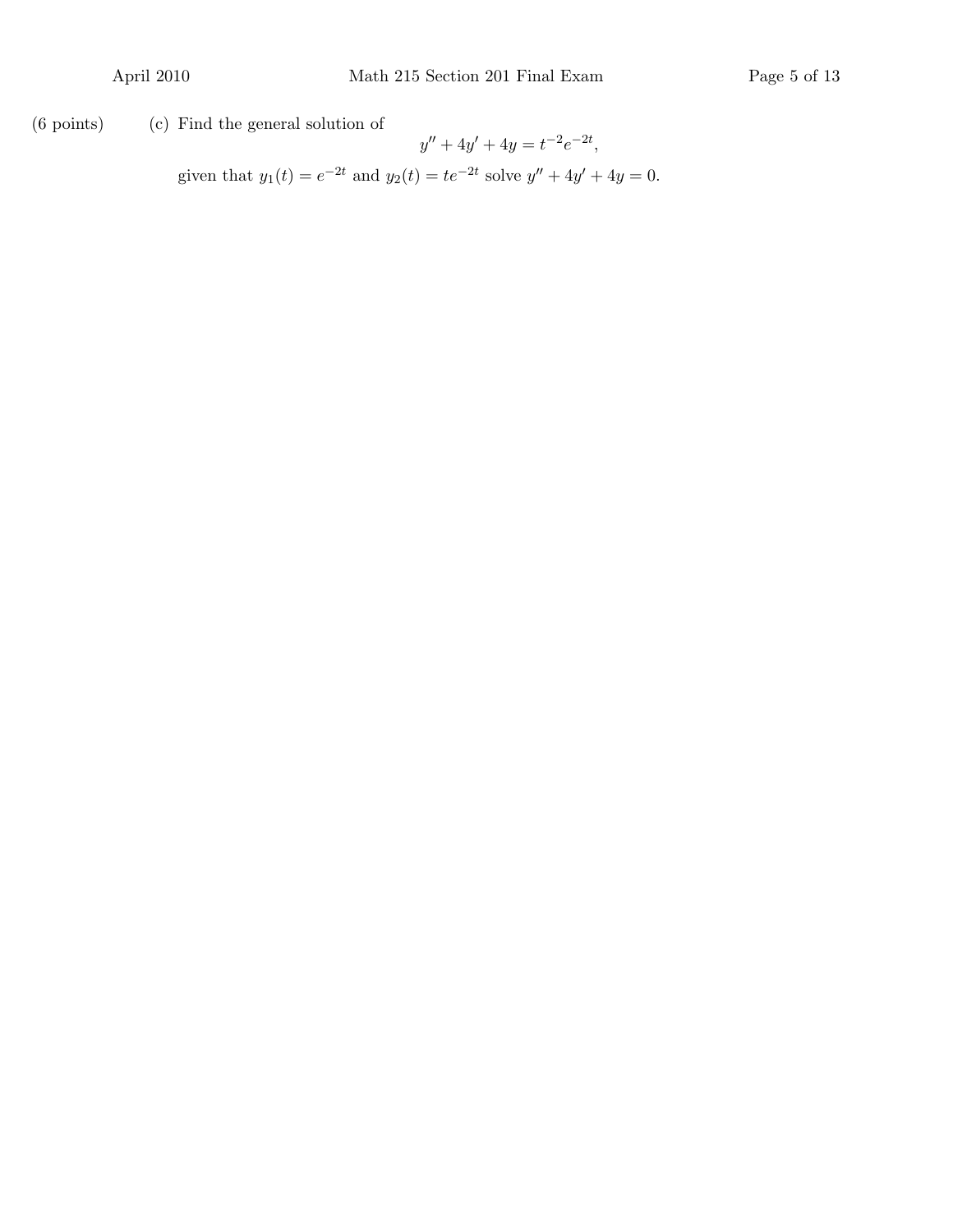(6 points) (c) Find the general solution of

$$y'' + 4y' + 4y = t^{-2}e^{-2t},$$

given that $y_1(t) = e^{-2t}$ and $y_2(t) = te^{-2t}$ solve $y'' + 4y' + 4y = 0$.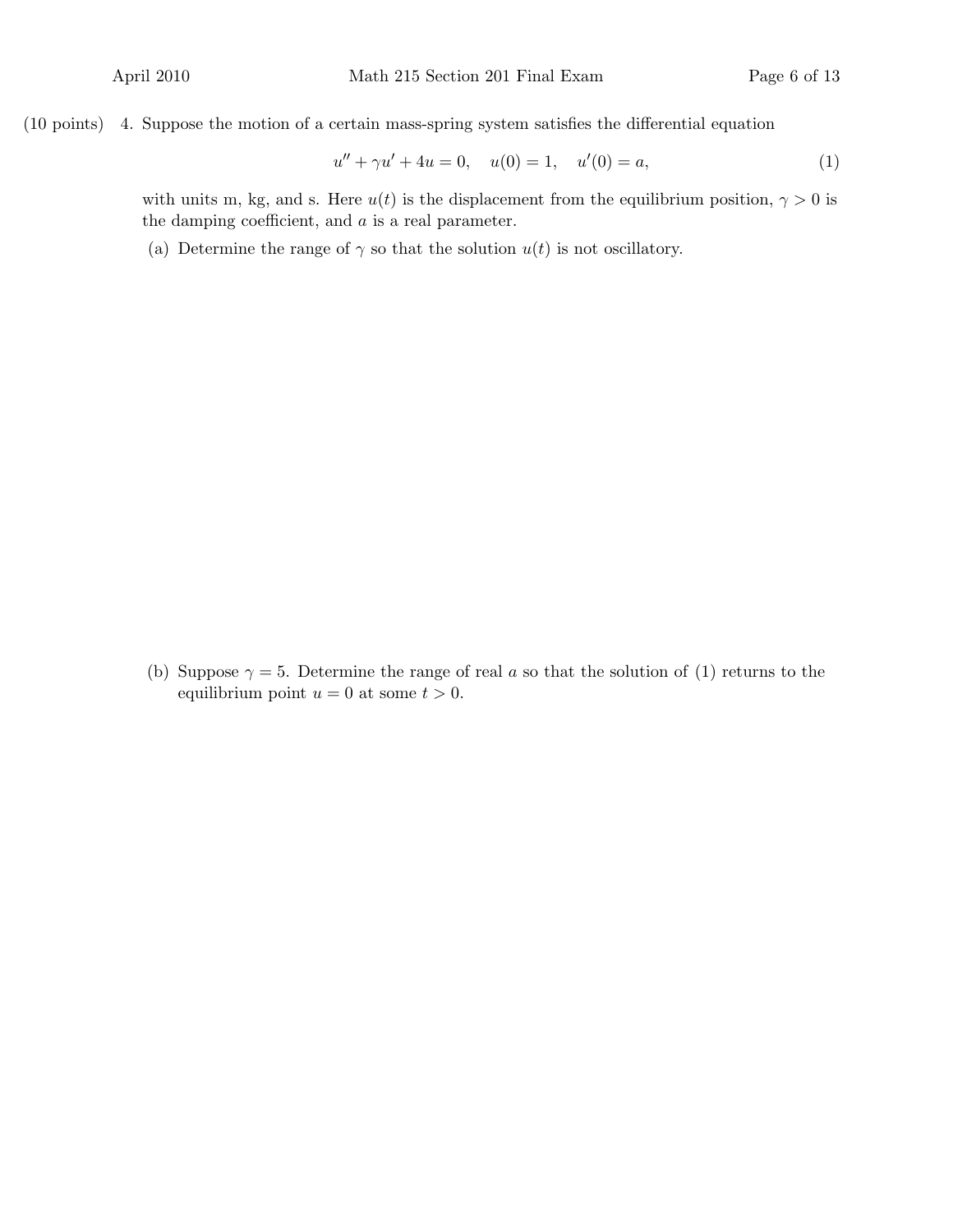(10 points) 4. Suppose the motion of a certain mass-spring system satisfies the differential equation

$$u'' + \gamma u' + 4u = 0, \quad u(0) = 1, \quad u'(0) = a, \tag{1}$$

with units m, kg, and s. Here $u(t)$ is the displacement from the equilibrium position, $\gamma > 0$ is the damping coefficient, and $a$ is a real parameter.

(a) Determine the range of $\gamma$ so that the solution $u(t)$ is not oscillatory.

(b) Suppose $\gamma = 5$. Determine the range of real $a$ so that the solution of (1) returns to the equilibrium point $u = 0$ at some $t > 0$.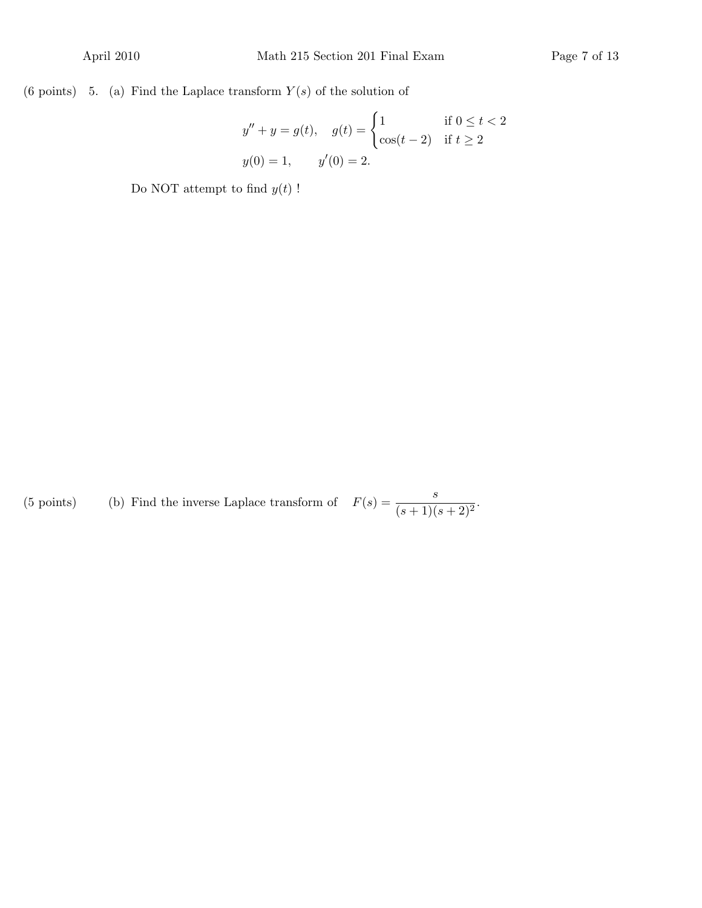(6 points) 5. (a) Find the Laplace transform $Y(s)$ of the solution of

$$y'' + y = g(t), \quad g(t) = \begin{cases} 1 & \text{if } 0 \le t < 2 \\ \cos(t-2) & \text{if } t \ge 2 \end{cases}$$
$$y(0) = 1, \qquad y'(0) = 2.$$

Do NOT attempt to find $y(t)$ !

(5 points) (b) Find the inverse Laplace transform of $F(s) = \dfrac{s}{(s+1)(s+2)^2}$.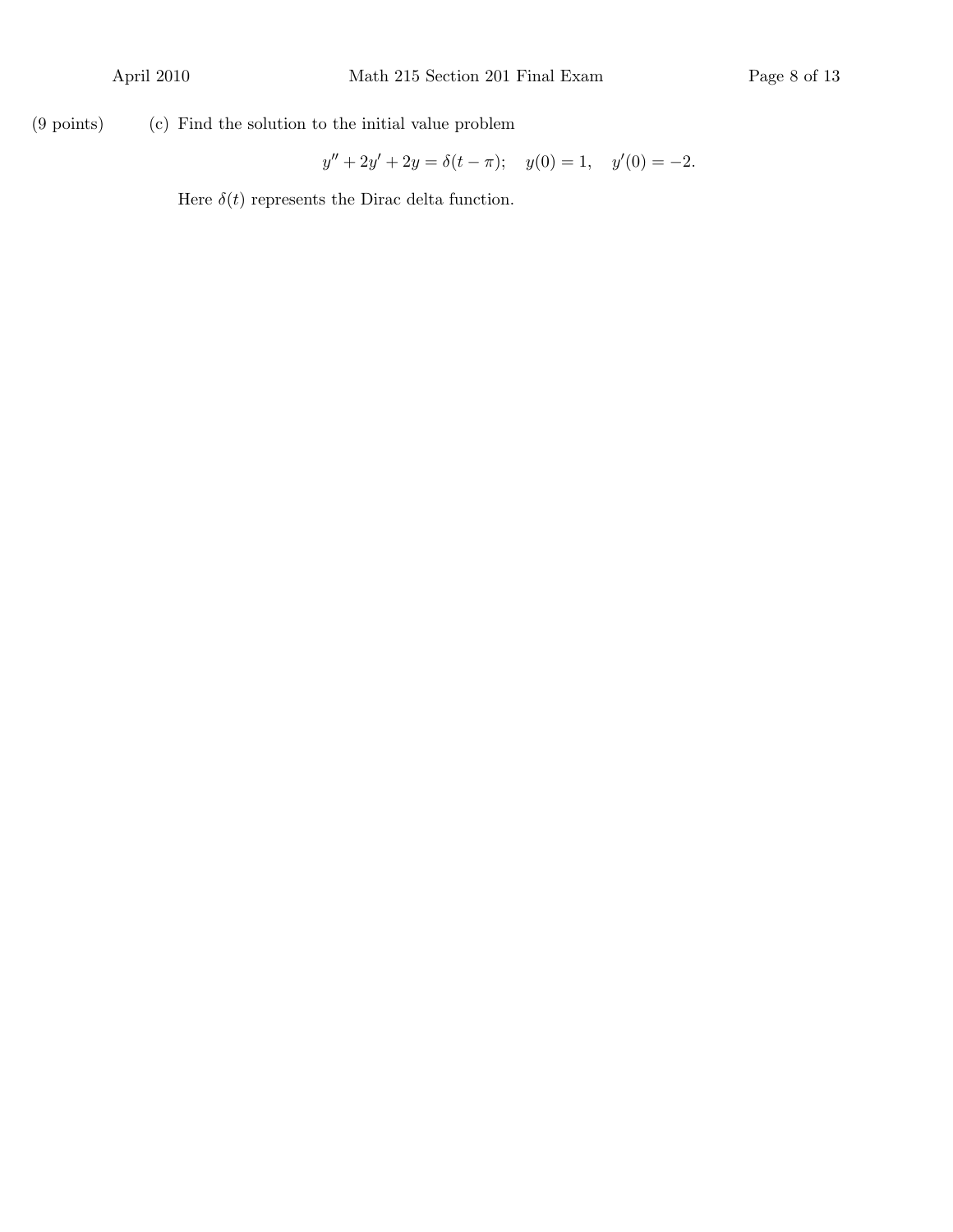(9 points) (c) Find the solution to the initial value problem

$$y'' + 2y' + 2y = \delta(t - \pi); \quad y(0) = 1, \quad y'(0) = -2.$$

Here $\delta(t)$ represents the Dirac delta function.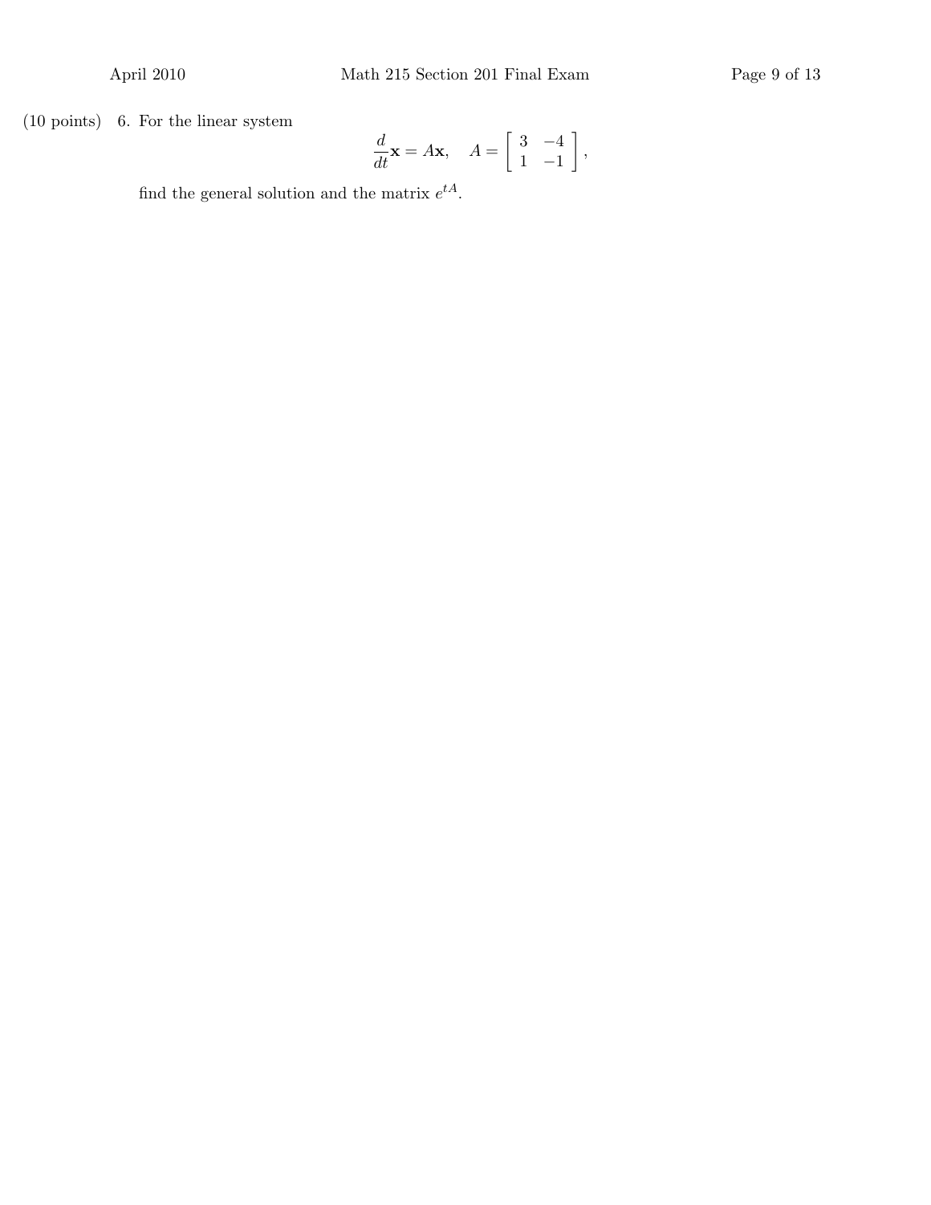(10 points) 6. For the linear system

$$\frac{d}{dt}\mathbf{x} = A\mathbf{x}, \quad A = \begin{bmatrix} 3 & -4 \\ 1 & -1 \end{bmatrix},$$

find the general solution and the matrix $e^{tA}$.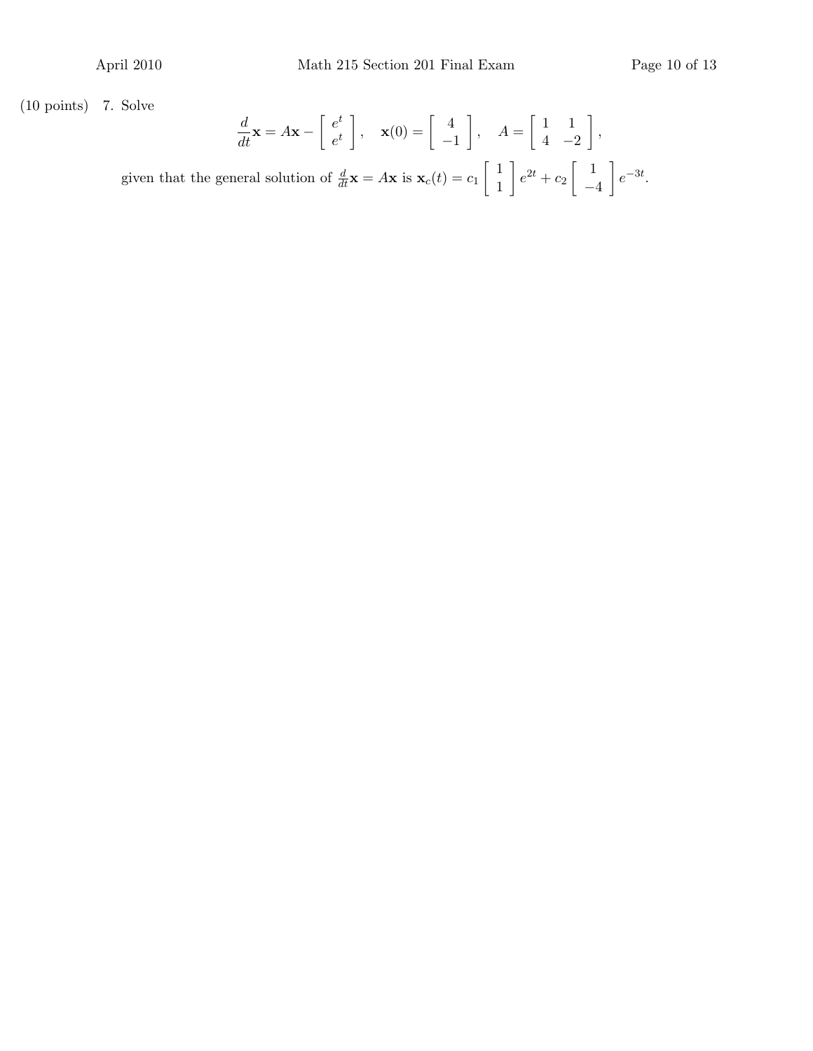(10 points) 7. Solve

$$\frac{d}{dt}\mathbf{x} = A\mathbf{x} - \begin{bmatrix} e^t \\ e^t \end{bmatrix}, \quad \mathbf{x}(0) = \begin{bmatrix} 4 \\ -1 \end{bmatrix}, \quad A = \begin{bmatrix} 1 & 1 \\ 4 & -2 \end{bmatrix},$$

given that the general solution of $\frac{d}{dt}\mathbf{x} = A\mathbf{x}$ is $\mathbf{x}_c(t) = c_1 \begin{bmatrix} 1 \\ 1 \end{bmatrix} e^{2t} + c_2 \begin{bmatrix} 1 \\ -4 \end{bmatrix} e^{-3t}$.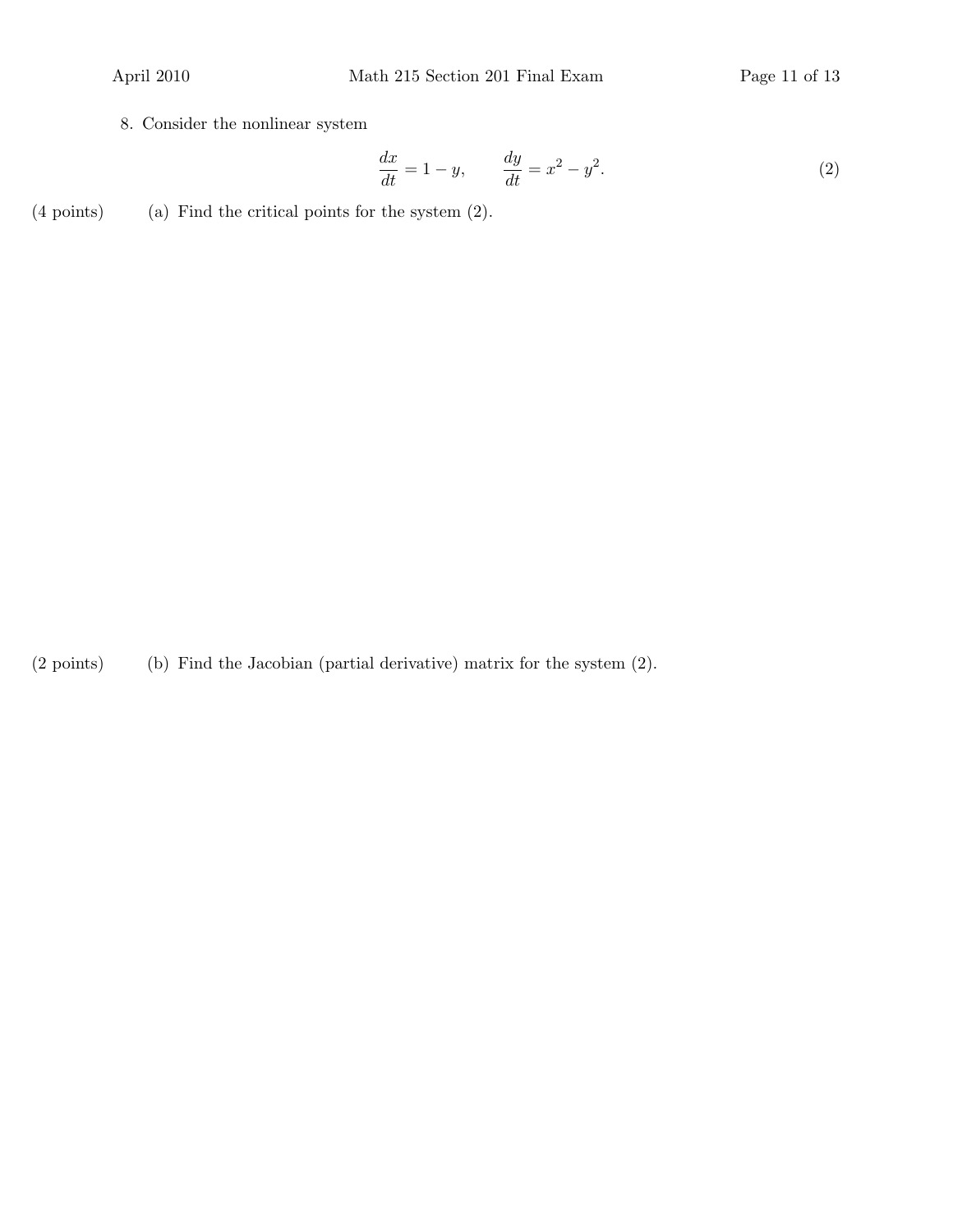8. Consider the nonlinear system

$$\frac{dx}{dt} = 1 - y, \qquad \frac{dy}{dt} = x^2 - y^2. \tag{2}$$

(4 points) (a) Find the critical points for the system (2).

(2 points) (b) Find the Jacobian (partial derivative) matrix for the system (2).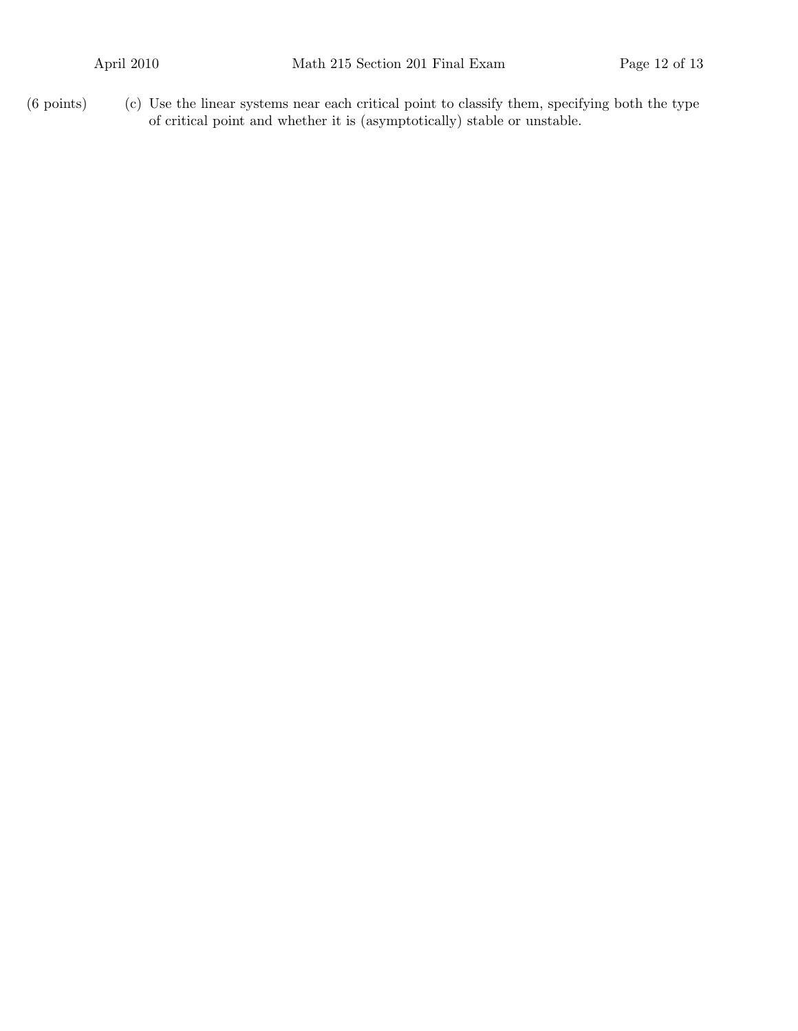(6 points) (c) Use the linear systems near each critical point to classify them, specifying both the type of critical point and whether it is (asymptotically) stable or unstable.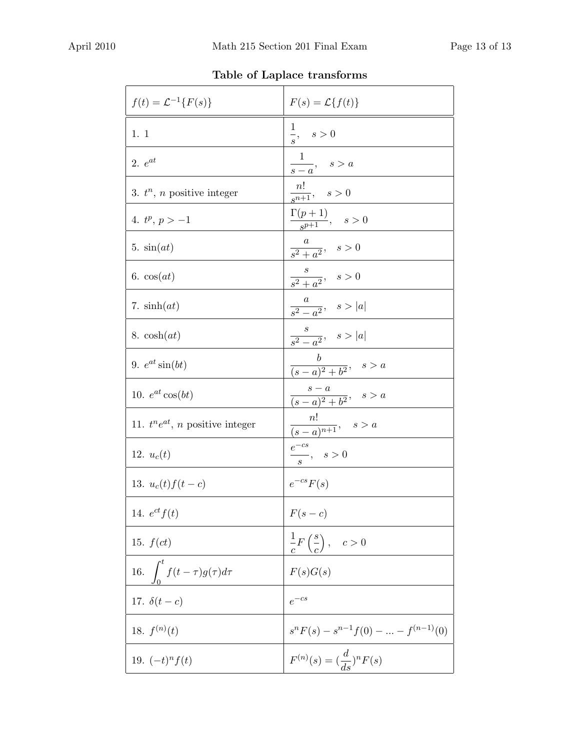**Table of Laplace transforms**

| $f(t) = \mathcal{L}^{-1}\{F(s)\}$ | $F(s) = \mathcal{L}\{f(t)\}$ |
|---|---|
| 1. $1$ | $\frac{1}{s}, \quad s > 0$ |
| 2. $e^{at}$ | $\frac{1}{s-a}, \quad s > a$ |
| 3. $t^n$, $n$ positive integer | $\frac{n!}{s^{n+1}}, \quad s > 0$ |
| 4. $t^p$, $p > -1$ | $\frac{\Gamma(p+1)}{s^{p+1}}, \quad s > 0$ |
| 5. $\sin(at)$ | $\frac{a}{s^2+a^2}, \quad s > 0$ |
| 6. $\cos(at)$ | $\frac{s}{s^2+a^2}, \quad s > 0$ |
| 7. $\sinh(at)$ | $\frac{a}{s^2-a^2}, \quad s > \lvert a \rvert$ |
| 8. $\cosh(at)$ | $\frac{s}{s^2-a^2}, \quad s > \lvert a \rvert$ |
| 9. $e^{at}\sin(bt)$ | $\frac{b}{(s-a)^2+b^2}, \quad s > a$ |
| 10. $e^{at}\cos(bt)$ | $\frac{s-a}{(s-a)^2+b^2}, \quad s > a$ |
| 11. $t^n e^{at}$, $n$ positive integer | $\frac{n!}{(s-a)^{n+1}}, \quad s > a$ |
| 12. $u_c(t)$ | $\frac{e^{-cs}}{s}, \quad s > 0$ |
| 13. $u_c(t)f(t-c)$ | $e^{-cs}F(s)$ |
| 14. $e^{ct}f(t)$ | $F(s-c)$ |
| 15. $f(ct)$ | $\frac{1}{c}F\left(\frac{s}{c}\right), \quad c > 0$ |
| 16. $\int_0^t f(t-\tau)g(\tau)d\tau$ | $F(s)G(s)$ |
| 17. $\delta(t-c)$ | $e^{-cs}$ |
| 18. $f^{(n)}(t)$ | $s^nF(s) - s^{n-1}f(0) - ... - f^{(n-1)}(0)$ |
| 19. $(-t)^n f(t)$ | $F^{(n)}(s) = (\frac{d}{ds})^n F(s)$ |